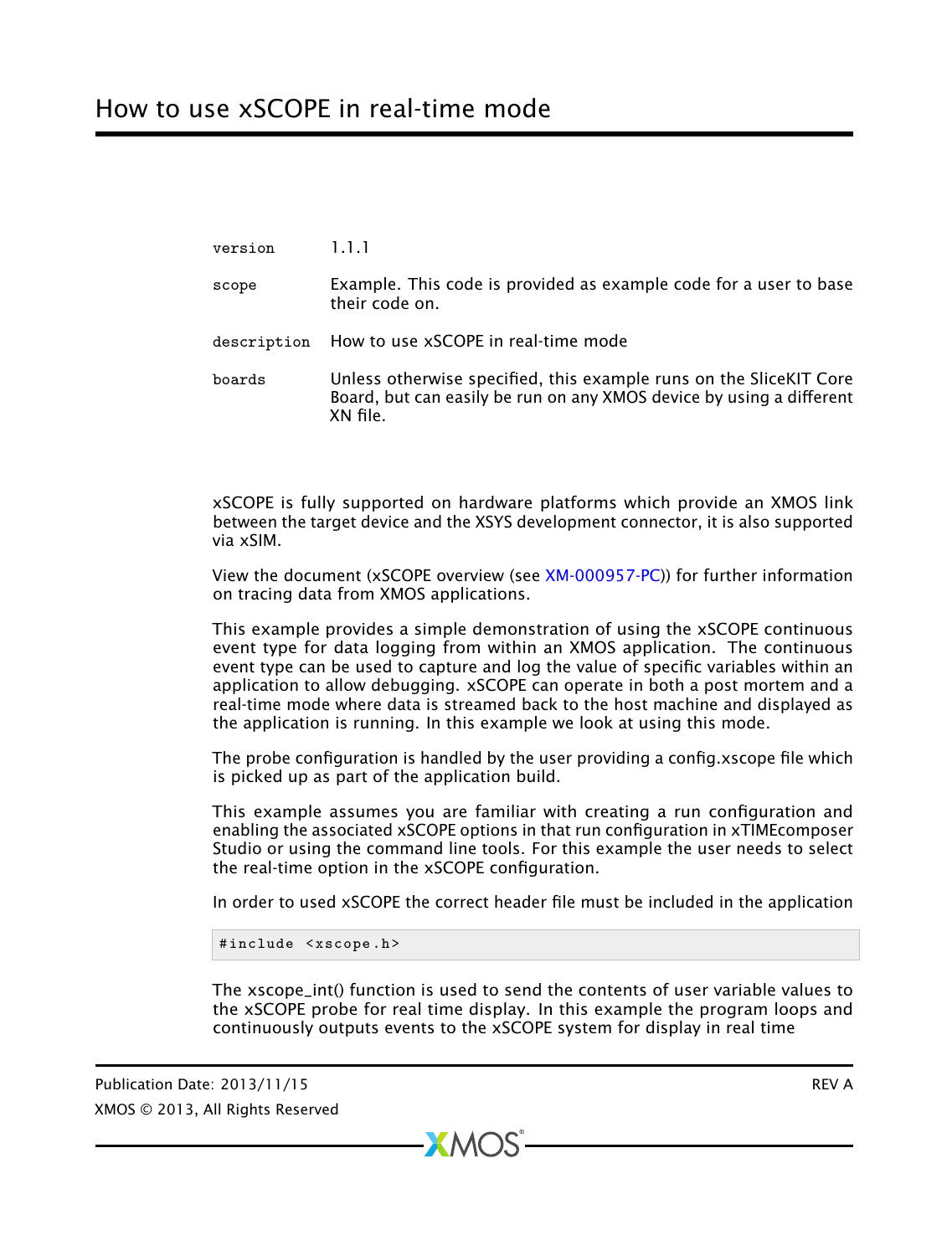# How to use xSCOPE in real-time mode

| | |
|---|---|
| version | 1.1.1 |
| scope | Example. This code is provided as example code for a user to base their code on. |
| description | How to use xSCOPE in real-time mode |
| boards | Unless otherwise specified, this example runs on the SliceKIT Core Board, but can easily be run on any XMOS device by using a different XN file. |

xSCOPE is fully supported on hardware platforms which provide an XMOS link between the target device and the XSYS development connector, it is also supported via xSIM.

View the document (xSCOPE overview (see XM-000957-PC)) for further information on tracing data from XMOS applications.

This example provides a simple demonstration of using the xSCOPE continuous event type for data logging from within an XMOS application. The continuous event type can be used to capture and log the value of specific variables within an application to allow debugging. xSCOPE can operate in both a post mortem and a real-time mode where data is streamed back to the host machine and displayed as the application is running. In this example we look at using this mode.

The probe configuration is handled by the user providing a config.xscope file which is picked up as part of the application build.

This example assumes you are familiar with creating a run configuration and enabling the associated xSCOPE options in that run configuration in xTIMEcomposer Studio or using the command line tools. For this example the user needs to select the real-time option in the xSCOPE configuration.

In order to used xSCOPE the correct header file must be included in the application

```
#include <xscope.h>
```

The xscope_int() function is used to send the contents of user variable values to the xSCOPE probe for real time display. In this example the program loops and continuously outputs events to the xSCOPE system for display in real time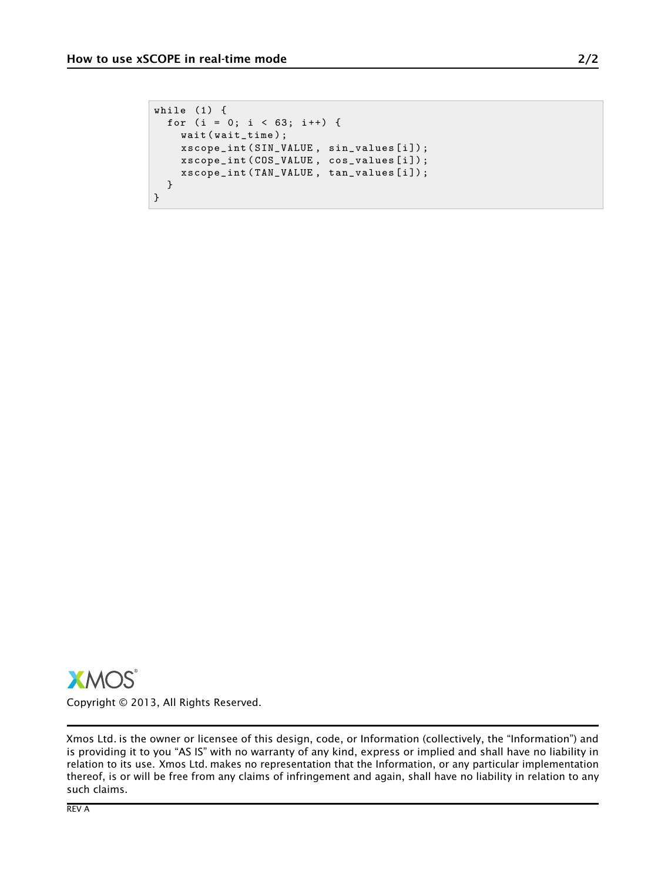```
while (1) {
  for (i = 0; i < 63; i++) {
    wait(wait_time);
    xscope_int(SIN_VALUE, sin_values[i]);
    xscope_int(COS_VALUE, cos_values[i]);
    xscope_int(TAN_VALUE, tan_values[i]);
  }
}
```

XMOS®

Copyright © 2013, All Rights Reserved.

Xmos Ltd. is the owner or licensee of this design, code, or Information (collectively, the "Information") and is providing it to you "AS IS" with no warranty of any kind, express or implied and shall have no liability in relation to its use. Xmos Ltd. makes no representation that the Information, or any particular implementation thereof, is or will be free from any claims of infringement and again, shall have no liability in relation to any such claims.

REV A